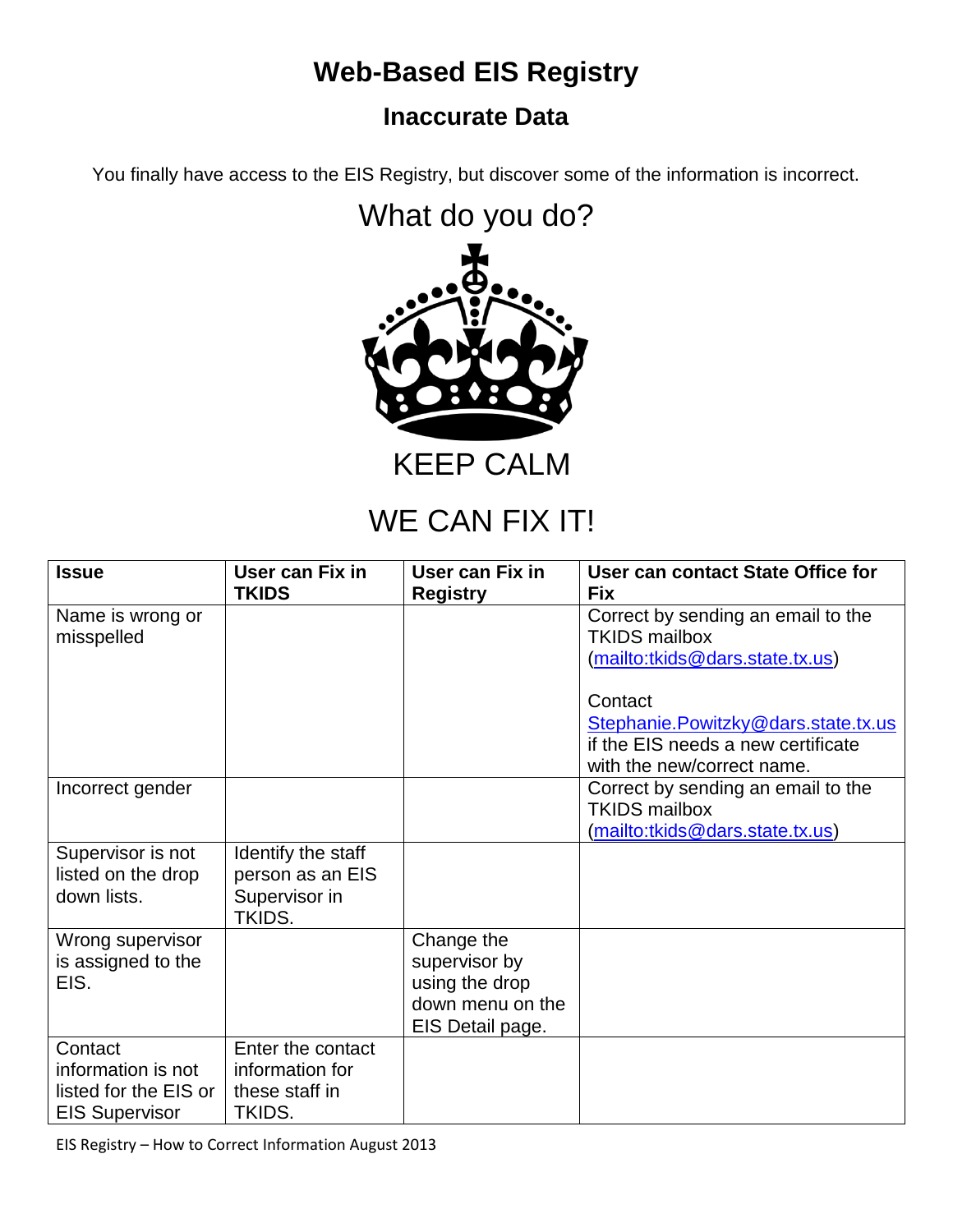# Web-Based EIS Registry

## Inaccurate Data

You finally have access to the EIS Registry, but discover some of the information is incorrect.

What do you do?

KEEP CALM

WE CAN FIX IT!

| Issue | User can Fix in TKIDS | User can Fix in Registry | User can contact State Office for Fix |
| --- | --- | --- | --- |
| Name is wrong or misspelled | | | Correct by sending an email to the TKIDS mailbox (mailto:tkids@dars.state.tx.us)<br><br>Contact Stephanie.Powitzky@dars.state.tx.us if the EIS needs a new certificate with the new/correct name. |
| Incorrect gender | | | Correct by sending an email to the TKIDS mailbox (mailto:tkids@dars.state.tx.us) |
| Supervisor is not listed on the drop down lists. | Identify the staff person as an EIS Supervisor in TKIDS. | | |
| Wrong supervisor is assigned to the EIS. | | Change the supervisor by using the drop down menu on the EIS Detail page. | |
| Contact information is not listed for the EIS or EIS Supervisor | Enter the contact information for these staff in TKIDS. | | |

EIS Registry – How to Correct Information August 2013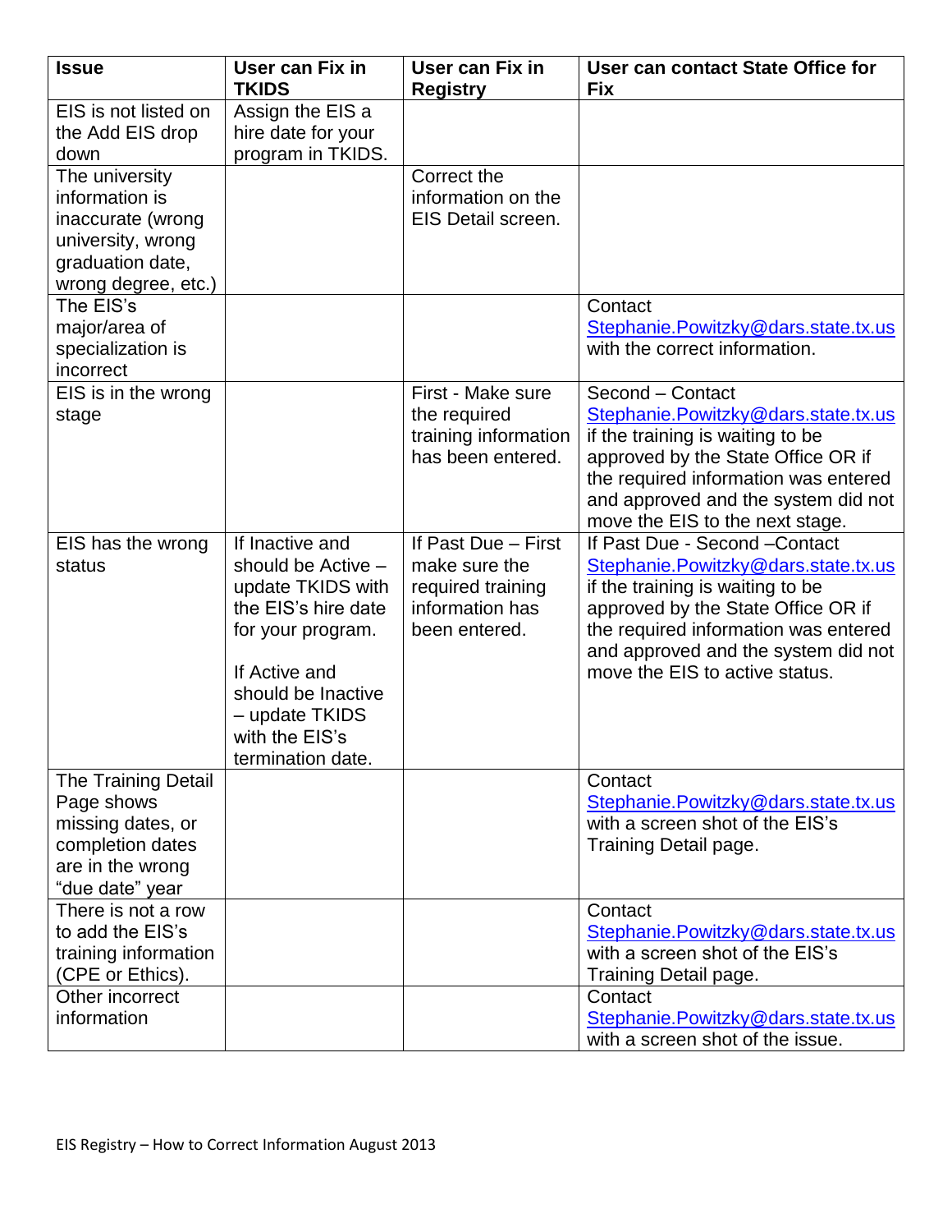| Issue | User can Fix in TKIDS | User can Fix in Registry | User can contact State Office for Fix |
|---|---|---|---|
| EIS is not listed on the Add EIS drop down | Assign the EIS a hire date for your program in TKIDS. | | |
| The university information is inaccurate (wrong university, wrong graduation date, wrong degree, etc.) | | Correct the information on the EIS Detail screen. | |
| The EIS's major/area of specialization is incorrect | | | Contact Stephanie.Powitzky@dars.state.tx.us with the correct information. |
| EIS is in the wrong stage | | First - Make sure the required training information has been entered. | Second – Contact Stephanie.Powitzky@dars.state.tx.us if the training is waiting to be approved by the State Office OR if the required information was entered and approved and the system did not move the EIS to the next stage. |
| EIS has the wrong status | If Inactive and should be Active – update TKIDS with the EIS's hire date for your program.<br><br>If Active and should be Inactive – update TKIDS with the EIS's termination date. | If Past Due – First make sure the required training information has been entered. | If Past Due - Second –Contact Stephanie.Powitzky@dars.state.tx.us if the training is waiting to be approved by the State Office OR if the required information was entered and approved and the system did not move the EIS to active status. |
| The Training Detail Page shows missing dates, or completion dates are in the wrong "due date" year | | | Contact Stephanie.Powitzky@dars.state.tx.us with a screen shot of the EIS's Training Detail page. |
| There is not a row to add the EIS's training information (CPE or Ethics). | | | Contact Stephanie.Powitzky@dars.state.tx.us with a screen shot of the EIS's Training Detail page. |
| Other incorrect information | | | Contact Stephanie.Powitzky@dars.state.tx.us with a screen shot of the issue. |